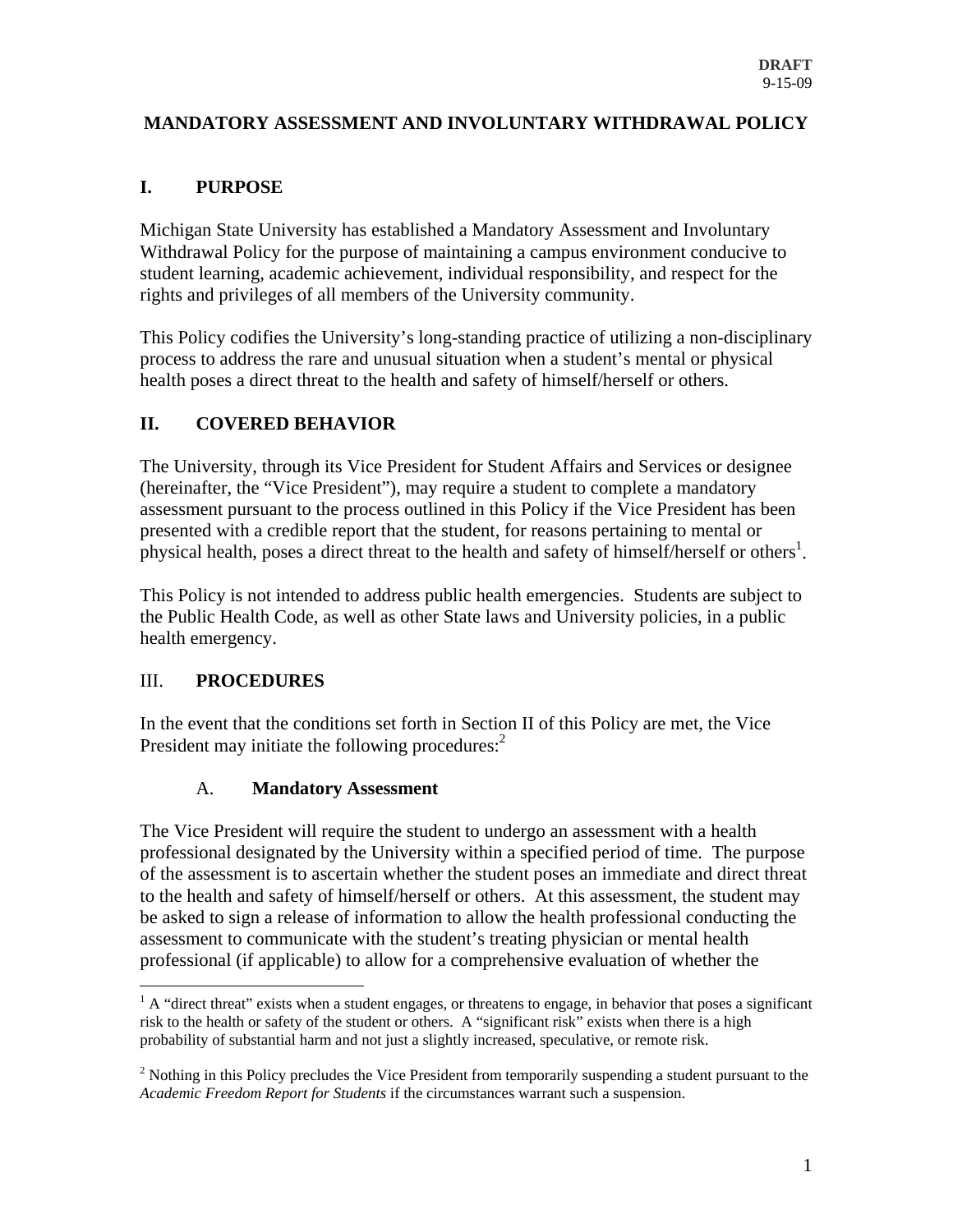**DRAFT**
9-15-09

# MANDATORY ASSESSMENT AND INVOLUNTARY WITHDRAWAL POLICY

## I. PURPOSE

Michigan State University has established a Mandatory Assessment and Involuntary Withdrawal Policy for the purpose of maintaining a campus environment conducive to student learning, academic achievement, individual responsibility, and respect for the rights and privileges of all members of the University community.

This Policy codifies the University's long-standing practice of utilizing a non-disciplinary process to address the rare and unusual situation when a student's mental or physical health poses a direct threat to the health and safety of himself/herself or others.

## II. COVERED BEHAVIOR

The University, through its Vice President for Student Affairs and Services or designee (hereinafter, the "Vice President"), may require a student to complete a mandatory assessment pursuant to the process outlined in this Policy if the Vice President has been presented with a credible report that the student, for reasons pertaining to mental or physical health, poses a direct threat to the health and safety of himself/herself or others[1].

This Policy is not intended to address public health emergencies. Students are subject to the Public Health Code, as well as other State laws and University policies, in a public health emergency.

## III. PROCEDURES

In the event that the conditions set forth in Section II of this Policy are met, the Vice President may initiate the following procedures:[2]

### A. Mandatory Assessment

The Vice President will require the student to undergo an assessment with a health professional designated by the University within a specified period of time. The purpose of the assessment is to ascertain whether the student poses an immediate and direct threat to the health and safety of himself/herself or others. At this assessment, the student may be asked to sign a release of information to allow the health professional conducting the assessment to communicate with the student's treating physician or mental health professional (if applicable) to allow for a comprehensive evaluation of whether the

---

[1] A "direct threat" exists when a student engages, or threatens to engage, in behavior that poses a significant risk to the health or safety of the student or others. A "significant risk" exists when there is a high probability of substantial harm and not just a slightly increased, speculative, or remote risk.

[2] Nothing in this Policy precludes the Vice President from temporarily suspending a student pursuant to the *Academic Freedom Report for Students* if the circumstances warrant such a suspension.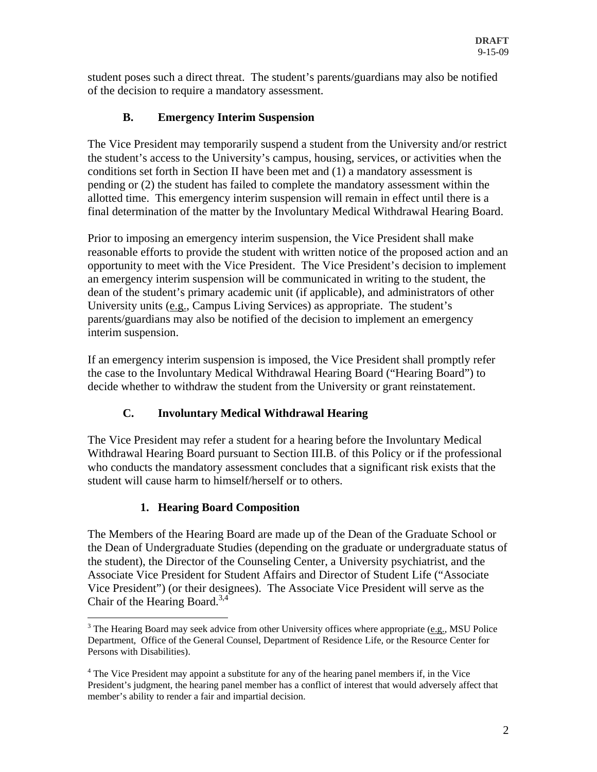student poses such a direct threat. The student's parents/guardians may also be notified of the decision to require a mandatory assessment.

### B. Emergency Interim Suspension

The Vice President may temporarily suspend a student from the University and/or restrict the student's access to the University's campus, housing, services, or activities when the conditions set forth in Section II have been met and (1) a mandatory assessment is pending or (2) the student has failed to complete the mandatory assessment within the allotted time. This emergency interim suspension will remain in effect until there is a final determination of the matter by the Involuntary Medical Withdrawal Hearing Board.

Prior to imposing an emergency interim suspension, the Vice President shall make reasonable efforts to provide the student with written notice of the proposed action and an opportunity to meet with the Vice President. The Vice President's decision to implement an emergency interim suspension will be communicated in writing to the student, the dean of the student's primary academic unit (if applicable), and administrators of other University units (e.g., Campus Living Services) as appropriate. The student's parents/guardians may also be notified of the decision to implement an emergency interim suspension.

If an emergency interim suspension is imposed, the Vice President shall promptly refer the case to the Involuntary Medical Withdrawal Hearing Board ("Hearing Board") to decide whether to withdraw the student from the University or grant reinstatement.

### C. Involuntary Medical Withdrawal Hearing

The Vice President may refer a student for a hearing before the Involuntary Medical Withdrawal Hearing Board pursuant to Section III.B. of this Policy or if the professional who conducts the mandatory assessment concludes that a significant risk exists that the student will cause harm to himself/herself or to others.

#### 1. Hearing Board Composition

The Members of the Hearing Board are made up of the Dean of the Graduate School or the Dean of Undergraduate Studies (depending on the graduate or undergraduate status of the student), the Director of the Counseling Center, a University psychiatrist, and the Associate Vice President for Student Affairs and Director of Student Life ("Associate Vice President") (or their designees). The Associate Vice President will serve as the Chair of the Hearing Board.[3,4]

---

[3] The Hearing Board may seek advice from other University offices where appropriate (e.g., MSU Police Department, Office of the General Counsel, Department of Residence Life, or the Resource Center for Persons with Disabilities).

[4] The Vice President may appoint a substitute for any of the hearing panel members if, in the Vice President's judgment, the hearing panel member has a conflict of interest that would adversely affect that member's ability to render a fair and impartial decision.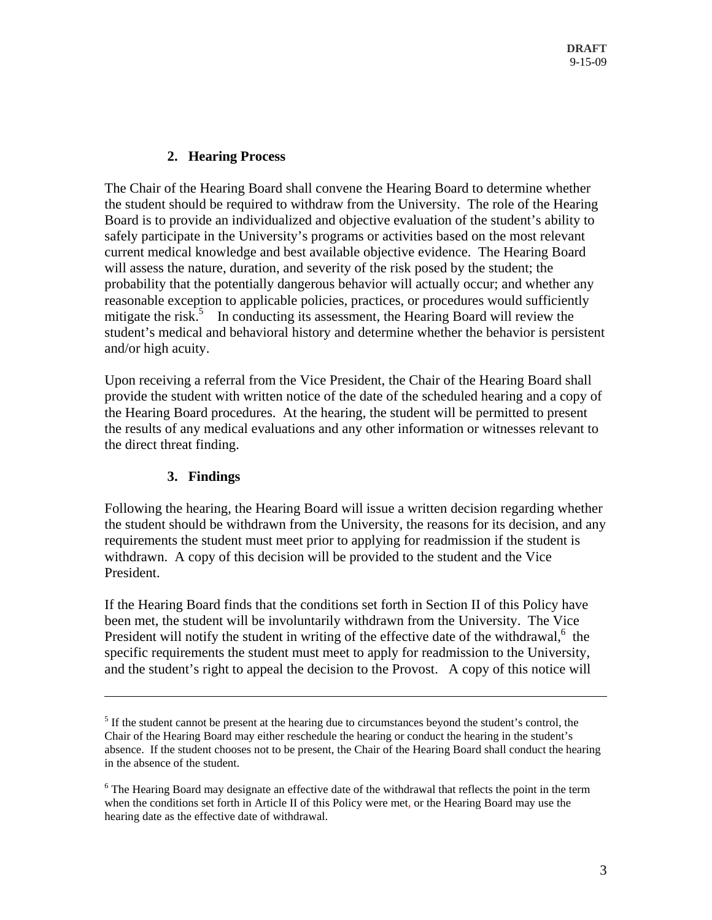**DRAFT**
9-15-09

### 2. Hearing Process

The Chair of the Hearing Board shall convene the Hearing Board to determine whether the student should be required to withdraw from the University. The role of the Hearing Board is to provide an individualized and objective evaluation of the student's ability to safely participate in the University's programs or activities based on the most relevant current medical knowledge and best available objective evidence. The Hearing Board will assess the nature, duration, and severity of the risk posed by the student; the probability that the potentially dangerous behavior will actually occur; and whether any reasonable exception to applicable policies, practices, or procedures would sufficiently mitigate the risk.[5] In conducting its assessment, the Hearing Board will review the student's medical and behavioral history and determine whether the behavior is persistent and/or high acuity.

Upon receiving a referral from the Vice President, the Chair of the Hearing Board shall provide the student with written notice of the date of the scheduled hearing and a copy of the Hearing Board procedures. At the hearing, the student will be permitted to present the results of any medical evaluations and any other information or witnesses relevant to the direct threat finding.

### 3. Findings

Following the hearing, the Hearing Board will issue a written decision regarding whether the student should be withdrawn from the University, the reasons for its decision, and any requirements the student must meet prior to applying for readmission if the student is withdrawn. A copy of this decision will be provided to the student and the Vice President.

If the Hearing Board finds that the conditions set forth in Section II of this Policy have been met, the student will be involuntarily withdrawn from the University. The Vice President will notify the student in writing of the effective date of the withdrawal,[6] the specific requirements the student must meet to apply for readmission to the University, and the student's right to appeal the decision to the Provost. A copy of this notice will

---

[5] If the student cannot be present at the hearing due to circumstances beyond the student's control, the Chair of the Hearing Board may either reschedule the hearing or conduct the hearing in the student's absence. If the student chooses not to be present, the Chair of the Hearing Board shall conduct the hearing in the absence of the student.

[6] The Hearing Board may designate an effective date of the withdrawal that reflects the point in the term when the conditions set forth in Article II of this Policy were met, or the Hearing Board may use the hearing date as the effective date of withdrawal.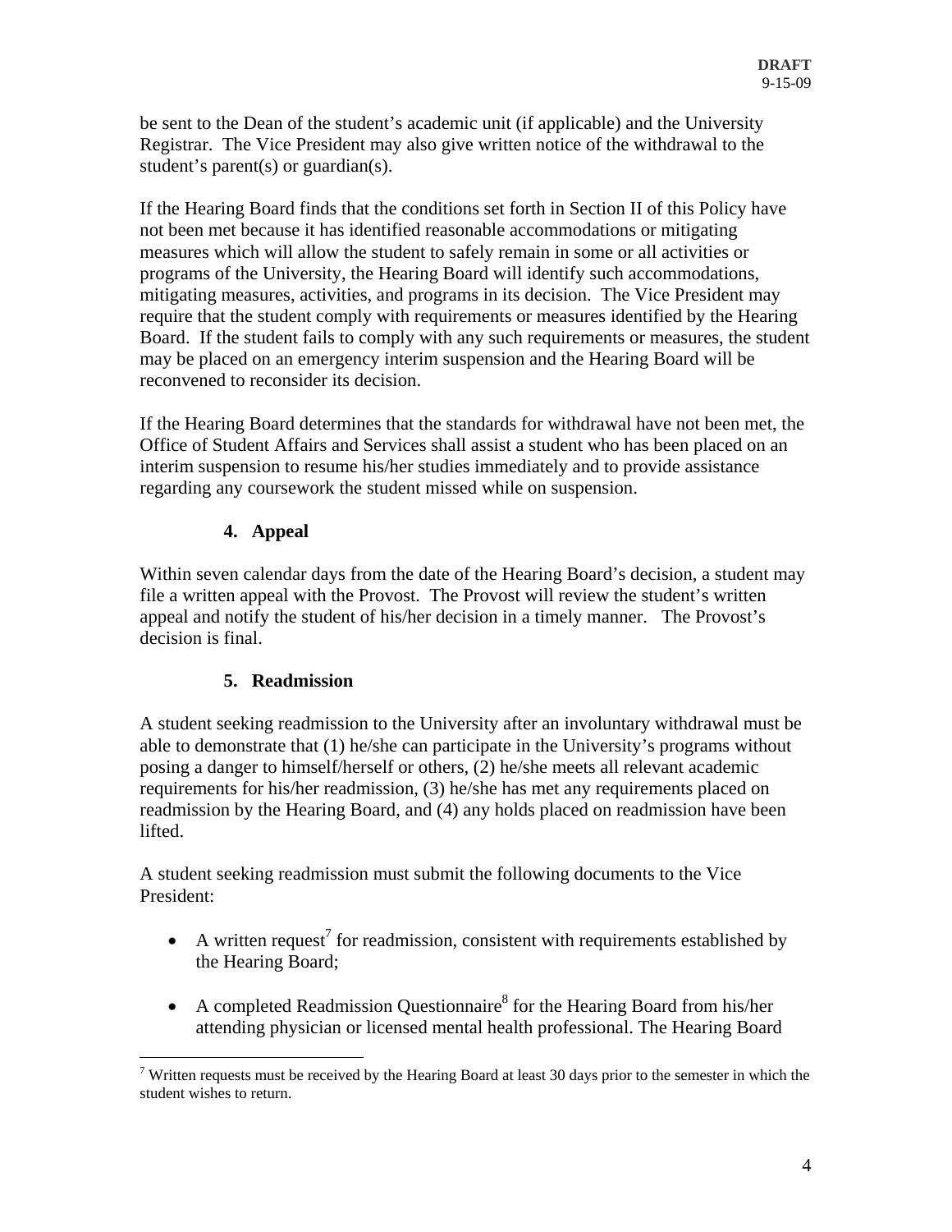be sent to the Dean of the student's academic unit (if applicable) and the University Registrar. The Vice President may also give written notice of the withdrawal to the student's parent(s) or guardian(s).

If the Hearing Board finds that the conditions set forth in Section II of this Policy have not been met because it has identified reasonable accommodations or mitigating measures which will allow the student to safely remain in some or all activities or programs of the University, the Hearing Board will identify such accommodations, mitigating measures, activities, and programs in its decision. The Vice President may require that the student comply with requirements or measures identified by the Hearing Board. If the student fails to comply with any such requirements or measures, the student may be placed on an emergency interim suspension and the Hearing Board will be reconvened to reconsider its decision.

If the Hearing Board determines that the standards for withdrawal have not been met, the Office of Student Affairs and Services shall assist a student who has been placed on an interim suspension to resume his/her studies immediately and to provide assistance regarding any coursework the student missed while on suspension.

### 4. Appeal

Within seven calendar days from the date of the Hearing Board's decision, a student may file a written appeal with the Provost. The Provost will review the student's written appeal and notify the student of his/her decision in a timely manner. The Provost's decision is final.

### 5. Readmission

A student seeking readmission to the University after an involuntary withdrawal must be able to demonstrate that (1) he/she can participate in the University's programs without posing a danger to himself/herself or others, (2) he/she meets all relevant academic requirements for his/her readmission, (3) he/she has met any requirements placed on readmission by the Hearing Board, and (4) any holds placed on readmission have been lifted.

A student seeking readmission must submit the following documents to the Vice President:

- A written request[7] for readmission, consistent with requirements established by the Hearing Board;
- A completed Readmission Questionnaire[8] for the Hearing Board from his/her attending physician or licensed mental health professional. The Hearing Board

[7] Written requests must be received by the Hearing Board at least 30 days prior to the semester in which the student wishes to return.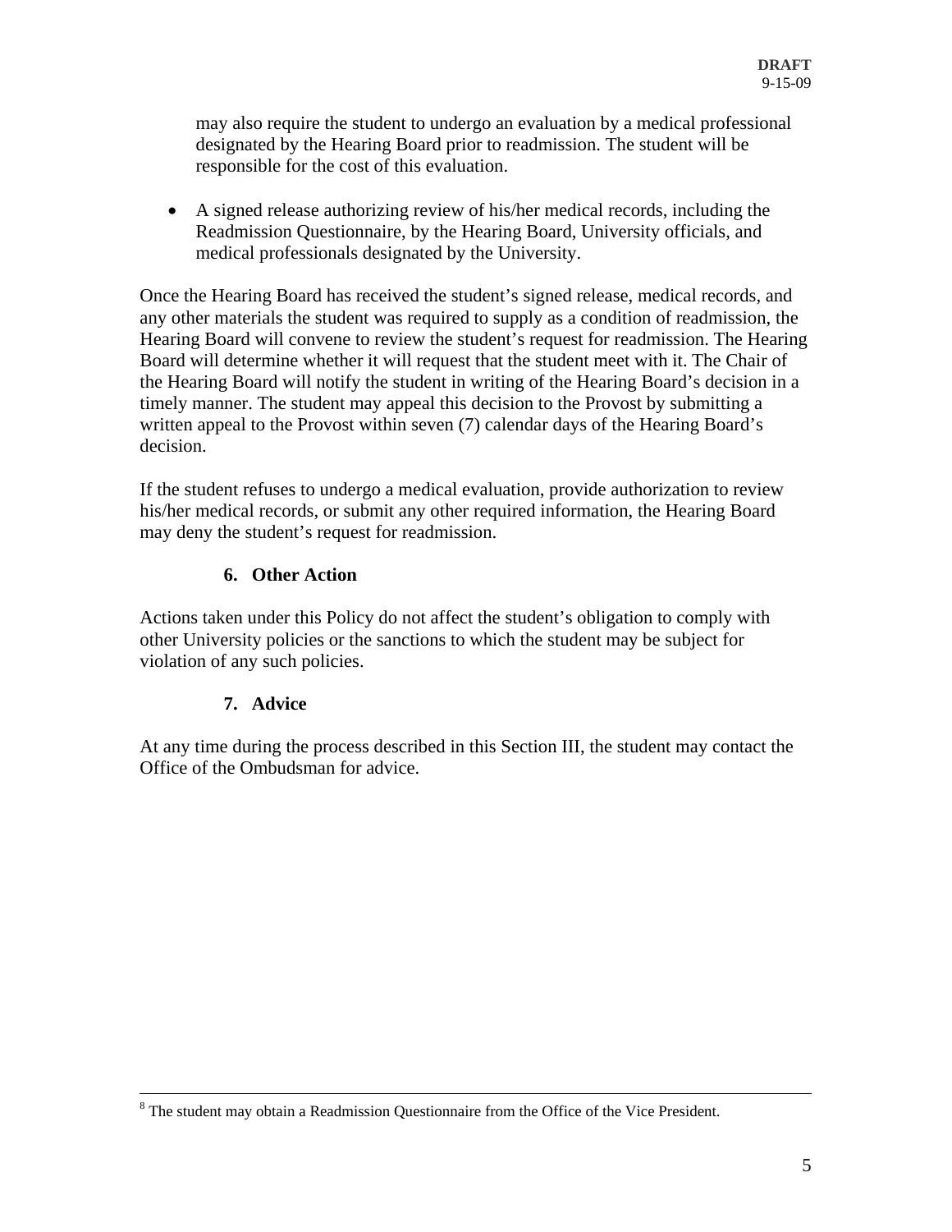may also require the student to undergo an evaluation by a medical professional designated by the Hearing Board prior to readmission. The student will be responsible for the cost of this evaluation.

- A signed release authorizing review of his/her medical records, including the Readmission Questionnaire, by the Hearing Board, University officials, and medical professionals designated by the University.

Once the Hearing Board has received the student's signed release, medical records, and any other materials the student was required to supply as a condition of readmission, the Hearing Board will convene to review the student's request for readmission. The Hearing Board will determine whether it will request that the student meet with it. The Chair of the Hearing Board will notify the student in writing of the Hearing Board's decision in a timely manner. The student may appeal this decision to the Provost by submitting a written appeal to the Provost within seven (7) calendar days of the Hearing Board's decision.

If the student refuses to undergo a medical evaluation, provide authorization to review his/her medical records, or submit any other required information, the Hearing Board may deny the student's request for readmission.

### 6. Other Action

Actions taken under this Policy do not affect the student's obligation to comply with other University policies or the sanctions to which the student may be subject for violation of any such policies.

### 7. Advice

At any time during the process described in this Section III, the student may contact the Office of the Ombudsman for advice.

---

[8] The student may obtain a Readmission Questionnaire from the Office of the Vice President.